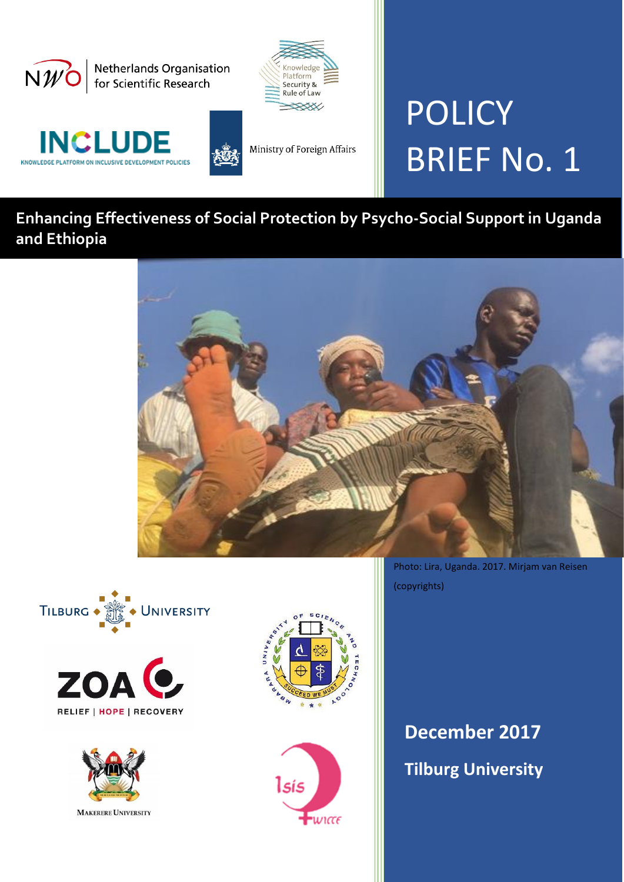Netherlands Organisation for Scientific Research

Knowledge Platform Security & Rule of Law

INCLUDE
KNOWLEDGE PLATFORM ON INCLUSIVE DEVELOPMENT POLICIES

Ministry of Foreign Affairs

# POLICY BRIEF No. 1

## Enhancing Effectiveness of Social Protection by Psycho-Social Support in Uganda and Ethiopia

Photo: Lira, Uganda. 2017. Mirjam van Reisen (copyrights)

TILBURG UNIVERSITY

ZOA
RELIEF | HOPE | RECOVERY

MAKERERE UNIVERSITY

MBARARA UNIVERSITY OF SCIENCE AND TECHNOLOGY
SUCCEED WE MUST

Isis WICCE

**December 2017**

**Tilburg University**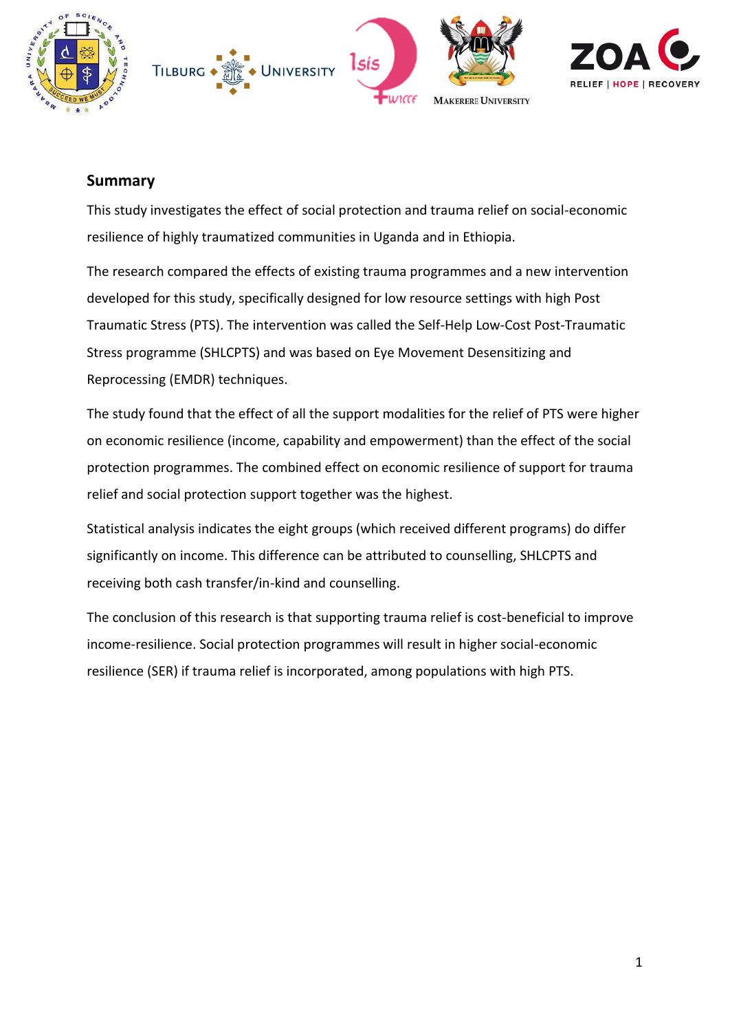## Summary

This study investigates the effect of social protection and trauma relief on social-economic resilience of highly traumatized communities in Uganda and in Ethiopia.

The research compared the effects of existing trauma programmes and a new intervention developed for this study, specifically designed for low resource settings with high Post Traumatic Stress (PTS). The intervention was called the Self-Help Low-Cost Post-Traumatic Stress programme (SHLCPTS) and was based on Eye Movement Desensitizing and Reprocessing (EMDR) techniques.

The study found that the effect of all the support modalities for the relief of PTS were higher on economic resilience (income, capability and empowerment) than the effect of the social protection programmes. The combined effect on economic resilience of support for trauma relief and social protection support together was the highest.

Statistical analysis indicates the eight groups (which received different programs) do differ significantly on income. This difference can be attributed to counselling, SHLCPTS and receiving both cash transfer/in-kind and counselling.

The conclusion of this research is that supporting trauma relief is cost-beneficial to improve income-resilience. Social protection programmes will result in higher social-economic resilience (SER) if trauma relief is incorporated, among populations with high PTS.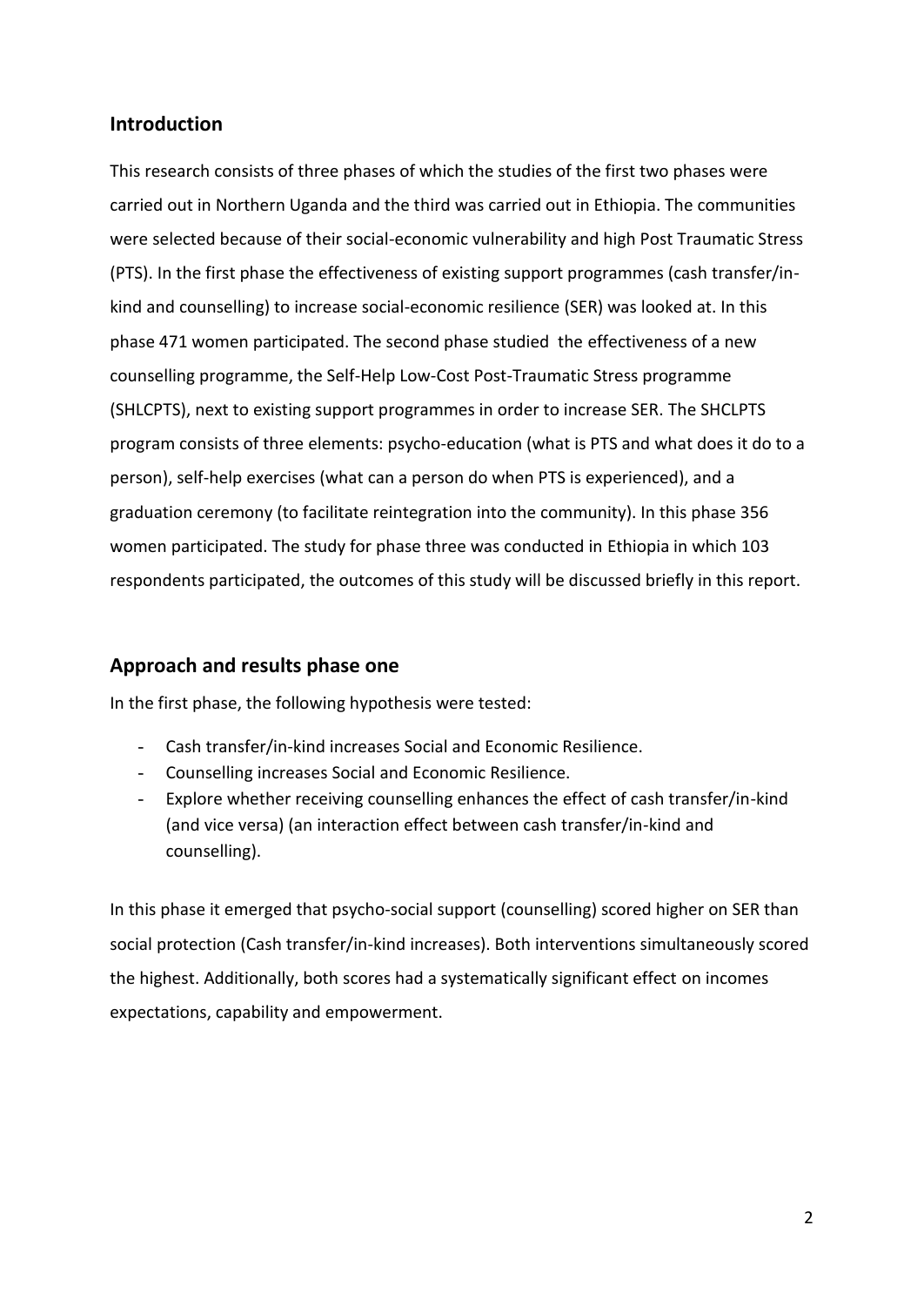## Introduction

This research consists of three phases of which the studies of the first two phases were carried out in Northern Uganda and the third was carried out in Ethiopia. The communities were selected because of their social-economic vulnerability and high Post Traumatic Stress (PTS). In the first phase the effectiveness of existing support programmes (cash transfer/in-kind and counselling) to increase social-economic resilience (SER) was looked at. In this phase 471 women participated. The second phase studied the effectiveness of a new counselling programme, the Self-Help Low-Cost Post-Traumatic Stress programme (SHLCPTS), next to existing support programmes in order to increase SER. The SHCLPTS program consists of three elements: psycho-education (what is PTS and what does it do to a person), self-help exercises (what can a person do when PTS is experienced), and a graduation ceremony (to facilitate reintegration into the community). In this phase 356 women participated. The study for phase three was conducted in Ethiopia in which 103 respondents participated, the outcomes of this study will be discussed briefly in this report.

## Approach and results phase one

In the first phase, the following hypothesis were tested:

- Cash transfer/in-kind increases Social and Economic Resilience.
- Counselling increases Social and Economic Resilience.
- Explore whether receiving counselling enhances the effect of cash transfer/in-kind (and vice versa) (an interaction effect between cash transfer/in-kind and counselling).

In this phase it emerged that psycho-social support (counselling) scored higher on SER than social protection (Cash transfer/in-kind increases). Both interventions simultaneously scored the highest. Additionally, both scores had a systematically significant effect on incomes expectations, capability and empowerment.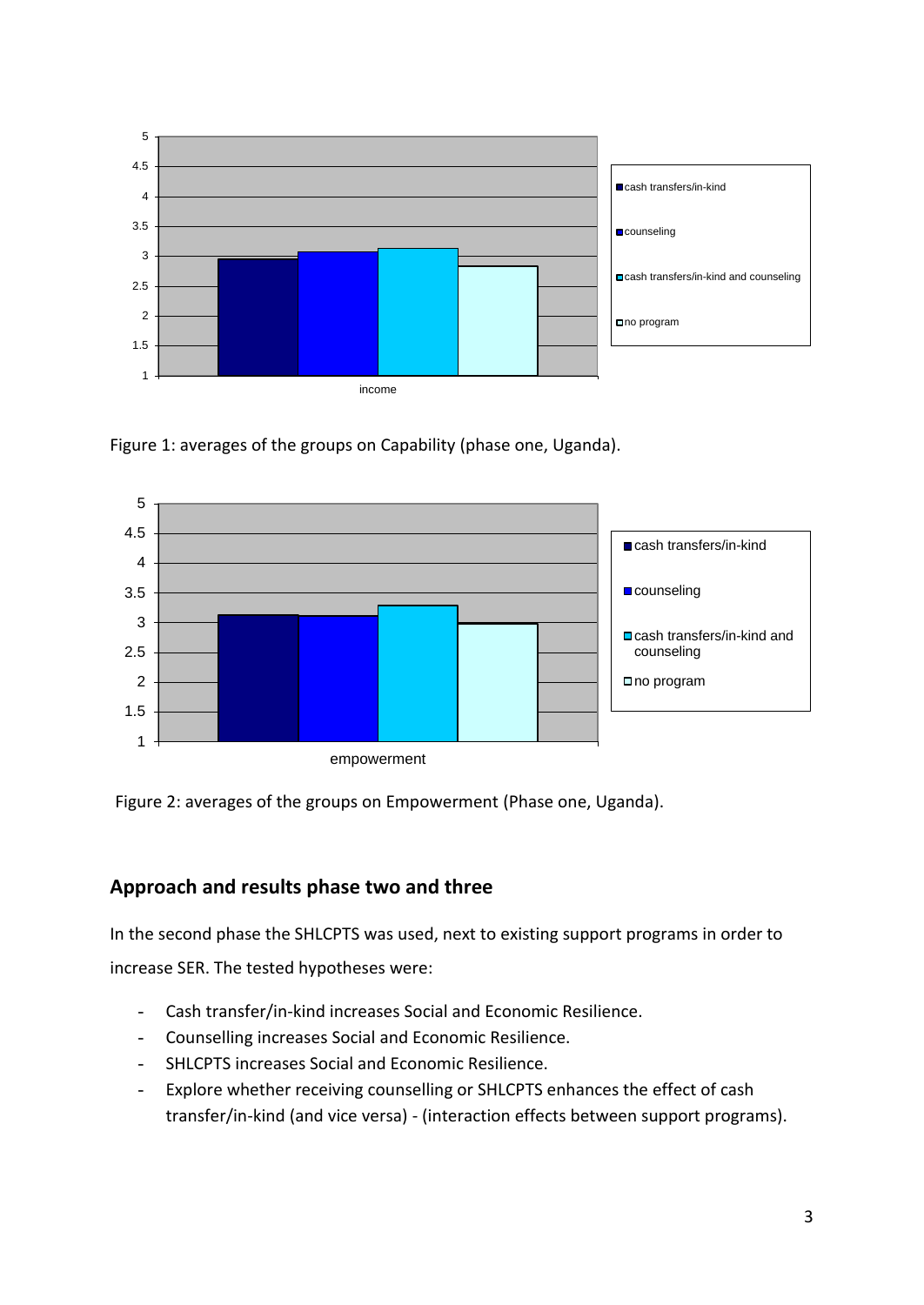5
4.5
4
3.5
3
2.5
2
1.5
1

income

cash transfers/in-kind
counseling
cash transfers/in-kind and counseling
no program

Figure 1: averages of the groups on Capability (phase one, Uganda).

5
4.5
4
3.5
3
2.5
2
1.5
1

empowerment

cash transfers/in-kind
counseling
cash transfers/in-kind and counseling
no program

Figure 2: averages of the groups on Empowerment (Phase one, Uganda).

## Approach and results phase two and three

In the second phase the SHLCPTS was used, next to existing support programs in order to increase SER. The tested hypotheses were:

- Cash transfer/in-kind increases Social and Economic Resilience.
- Counselling increases Social and Economic Resilience.
- SHLCPTS increases Social and Economic Resilience.
- Explore whether receiving counselling or SHLCPTS enhances the effect of cash transfer/in-kind (and vice versa) - (interaction effects between support programs).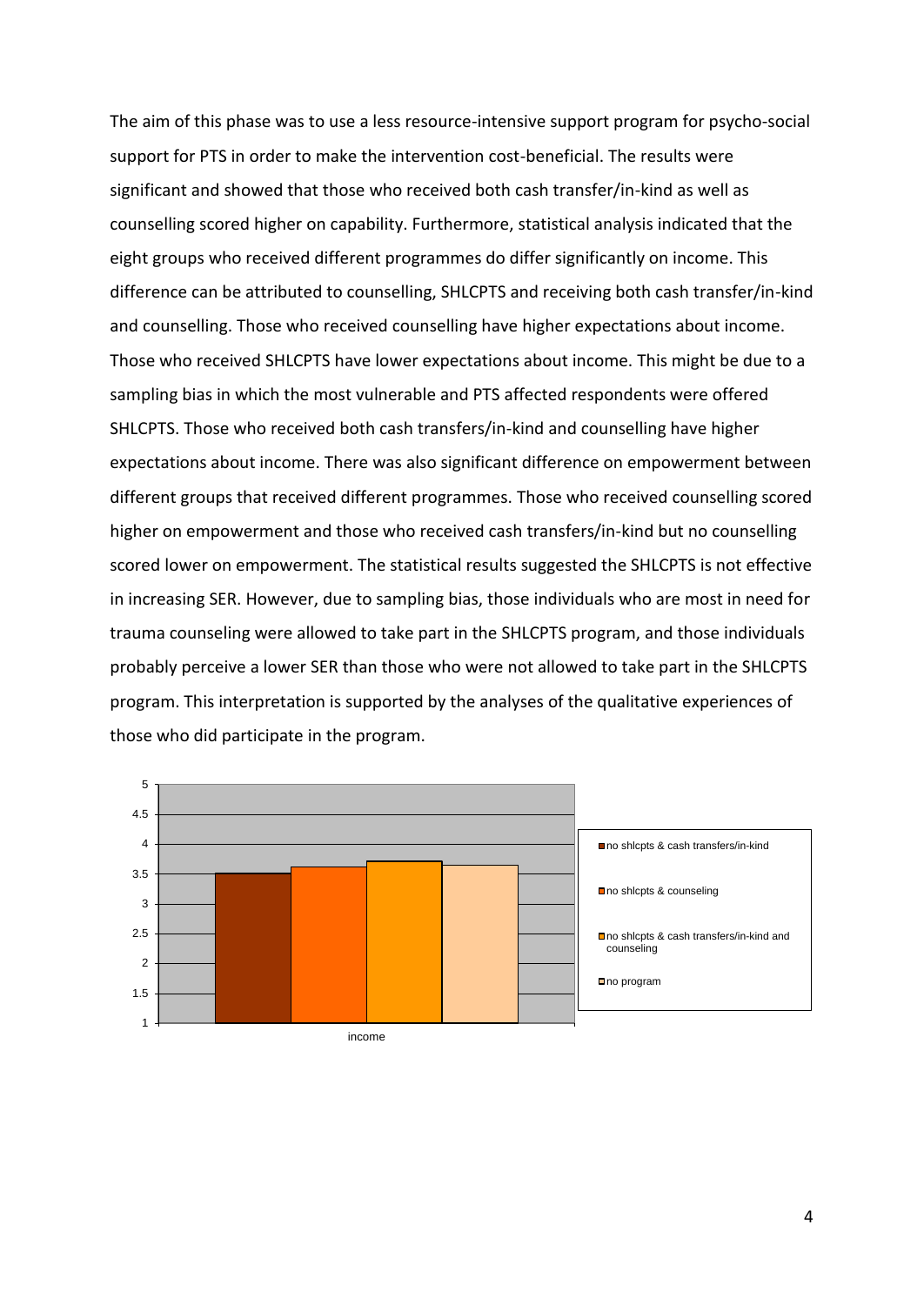The aim of this phase was to use a less resource-intensive support program for psycho-social support for PTS in order to make the intervention cost-beneficial. The results were significant and showed that those who received both cash transfer/in-kind as well as counselling scored higher on capability. Furthermore, statistical analysis indicated that the eight groups who received different programmes do differ significantly on income. This difference can be attributed to counselling, SHLCPTS and receiving both cash transfer/in-kind and counselling. Those who received counselling have higher expectations about income. Those who received SHLCPTS have lower expectations about income. This might be due to a sampling bias in which the most vulnerable and PTS affected respondents were offered SHLCPTS. Those who received both cash transfers/in-kind and counselling have higher expectations about income. There was also significant difference on empowerment between different groups that received different programmes. Those who received counselling scored higher on empowerment and those who received cash transfers/in-kind but no counselling scored lower on empowerment. The statistical results suggested the SHLCPTS is not effective in increasing SER. However, due to sampling bias, those individuals who are most in need for trauma counseling were allowed to take part in the SHLCPTS program, and those individuals probably perceive a lower SER than those who were not allowed to take part in the SHLCPTS program. This interpretation is supported by the analyses of the qualitative experiences of those who did participate in the program.

5
4.5
4
3.5
3
2.5
2
1.5
1

income

no shlcpts & cash transfers/in-kind
no shlcpts & counseling
no shlcpts & cash transfers/in-kind and counseling
no program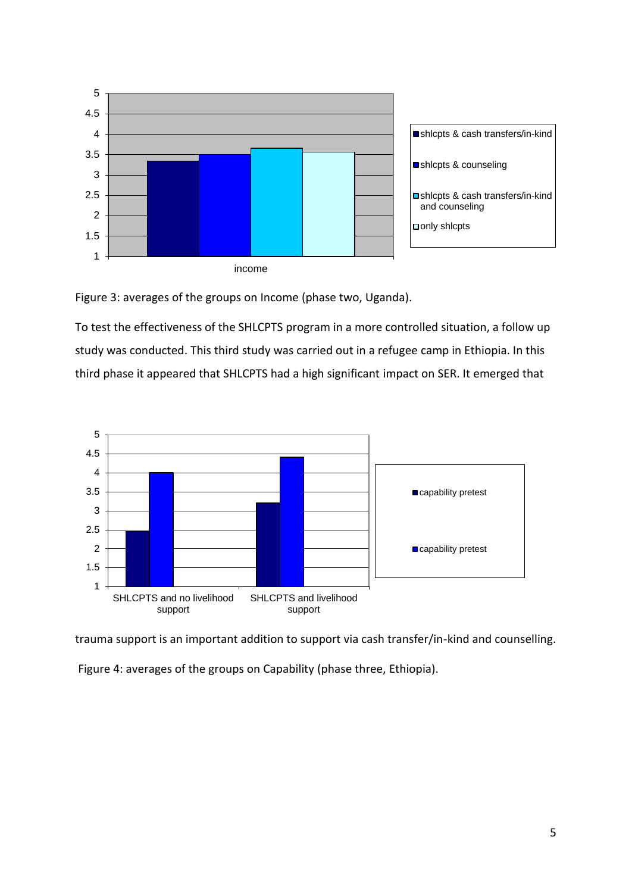5
4.5
4
3.5
3
2.5
2
1.5
1

income

shlcpts & cash transfers/in-kind
shlcpts & counseling
shlcpts & cash transfers/in-kind and counseling
only shlcpts

Figure 3: averages of the groups on Income (phase two, Uganda).

To test the effectiveness of the SHLCPTS program in a more controlled situation, a follow up study was conducted. This third study was carried out in a refugee camp in Ethiopia. In this third phase it appeared that SHLCPTS had a high significant impact on SER. It emerged that

5
4.5
4
3.5
3
2.5
2
1.5
1

SHLCPTS and no livelihood support
SHLCPTS and livelihood support

capability pretest
capability pretest

trauma support is an important addition to support via cash transfer/in-kind and counselling.

Figure 4: averages of the groups on Capability (phase three, Ethiopia).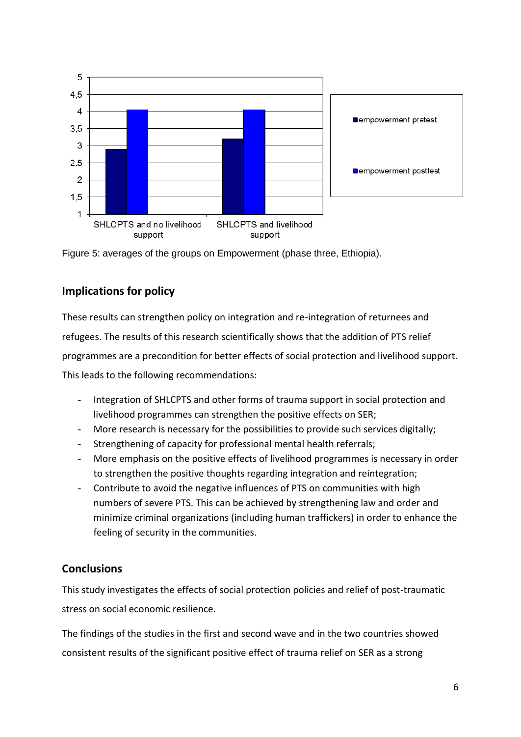5
4,5
4
3,5
3
2,5
2
1,5
1

SHLCPTS and no livelihood support
SHLCPTS and livelihood support

empowerment pretest
empowerment posttest

Figure 5: averages of the groups on Empowerment (phase three, Ethiopia).

## Implications for policy

These results can strengthen policy on integration and re-integration of returnees and refugees. The results of this research scientifically shows that the addition of PTS relief programmes are a precondition for better effects of social protection and livelihood support. This leads to the following recommendations:

- Integration of SHLCPTS and other forms of trauma support in social protection and livelihood programmes can strengthen the positive effects on SER;
- More research is necessary for the possibilities to provide such services digitally;
- Strengthening of capacity for professional mental health referrals;
- More emphasis on the positive effects of livelihood programmes is necessary in order to strengthen the positive thoughts regarding integration and reintegration;
- Contribute to avoid the negative influences of PTS on communities with high numbers of severe PTS. This can be achieved by strengthening law and order and minimize criminal organizations (including human traffickers) in order to enhance the feeling of security in the communities.

## Conclusions

This study investigates the effects of social protection policies and relief of post-traumatic stress on social economic resilience.

The findings of the studies in the first and second wave and in the two countries showed consistent results of the significant positive effect of trauma relief on SER as a strong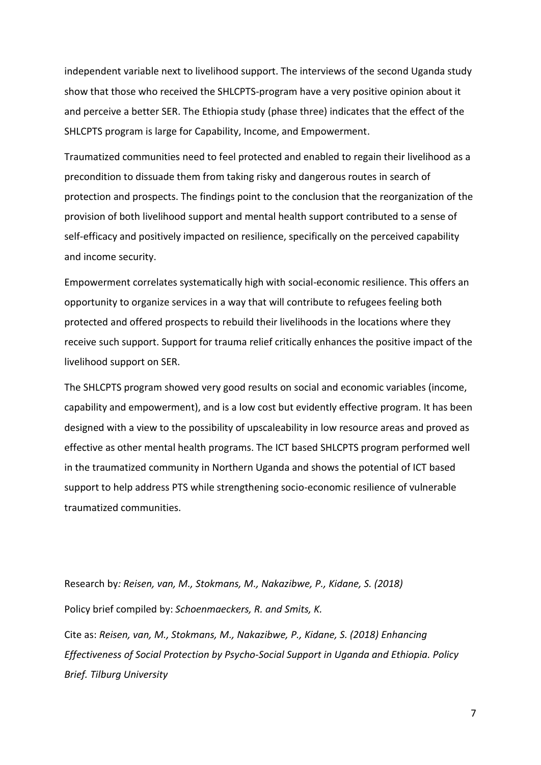independent variable next to livelihood support. The interviews of the second Uganda study show that those who received the SHLCPTS-program have a very positive opinion about it and perceive a better SER. The Ethiopia study (phase three) indicates that the effect of the SHLCPTS program is large for Capability, Income, and Empowerment.

Traumatized communities need to feel protected and enabled to regain their livelihood as a precondition to dissuade them from taking risky and dangerous routes in search of protection and prospects. The findings point to the conclusion that the reorganization of the provision of both livelihood support and mental health support contributed to a sense of self-efficacy and positively impacted on resilience, specifically on the perceived capability and income security.

Empowerment correlates systematically high with social-economic resilience. This offers an opportunity to organize services in a way that will contribute to refugees feeling both protected and offered prospects to rebuild their livelihoods in the locations where they receive such support. Support for trauma relief critically enhances the positive impact of the livelihood support on SER.

The SHLCPTS program showed very good results on social and economic variables (income, capability and empowerment), and is a low cost but evidently effective program. It has been designed with a view to the possibility of upscaleability in low resource areas and proved as effective as other mental health programs. The ICT based SHLCPTS program performed well in the traumatized community in Northern Uganda and shows the potential of ICT based support to help address PTS while strengthening socio-economic resilience of vulnerable traumatized communities.

Research by*: Reisen, van, M., Stokmans, M., Nakazibwe, P., Kidane, S. (2018)*

Policy brief compiled by: *Schoenmaeckers, R. and Smits, K.*

Cite as: *Reisen, van, M., Stokmans, M., Nakazibwe, P., Kidane, S. (2018) Enhancing Effectiveness of Social Protection by Psycho-Social Support in Uganda and Ethiopia. Policy Brief. Tilburg University*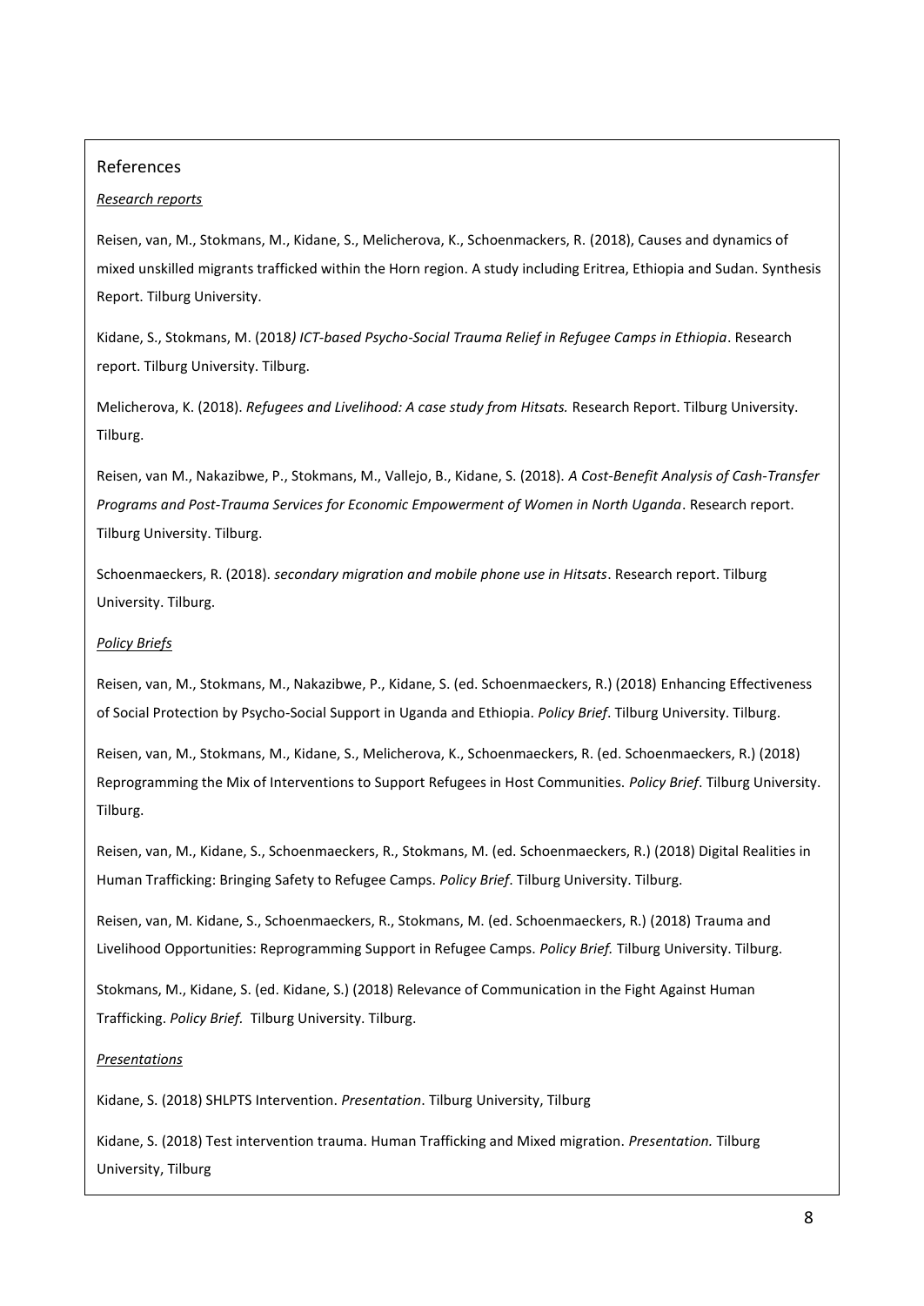## References

*Research reports*

Reisen, van, M., Stokmans, M., Kidane, S., Melicherova, K., Schoenmackers, R. (2018), Causes and dynamics of mixed unskilled migrants trafficked within the Horn region. A study including Eritrea, Ethiopia and Sudan. Synthesis Report. Tilburg University.

Kidane, S., Stokmans, M. (2018*) ICT-based Psycho-Social Trauma Relief in Refugee Camps in Ethiopia*. Research report. Tilburg University. Tilburg.

Melicherova, K. (2018). *Refugees and Livelihood: A case study from Hitsats.* Research Report. Tilburg University. Tilburg.

Reisen, van M., Nakazibwe, P., Stokmans, M., Vallejo, B., Kidane, S. (2018). *A Cost-Benefit Analysis of Cash-Transfer Programs and Post-Trauma Services for Economic Empowerment of Women in North Uganda*. Research report. Tilburg University. Tilburg.

Schoenmaeckers, R. (2018). *secondary migration and mobile phone use in Hitsats*. Research report. Tilburg University. Tilburg.

*Policy Briefs*

Reisen, van, M., Stokmans, M., Nakazibwe, P., Kidane, S. (ed. Schoenmaeckers, R.) (2018) Enhancing Effectiveness of Social Protection by Psycho-Social Support in Uganda and Ethiopia. *Policy Brief*. Tilburg University. Tilburg.

Reisen, van, M., Stokmans, M., Kidane, S., Melicherova, K., Schoenmaeckers, R. (ed. Schoenmaeckers, R.) (2018) Reprogramming the Mix of Interventions to Support Refugees in Host Communities. *Policy Brief*. Tilburg University. Tilburg.

Reisen, van, M., Kidane, S., Schoenmaeckers, R., Stokmans, M. (ed. Schoenmaeckers, R.) (2018) Digital Realities in Human Trafficking: Bringing Safety to Refugee Camps. *Policy Brief*. Tilburg University. Tilburg.

Reisen, van, M. Kidane, S., Schoenmaeckers, R., Stokmans, M. (ed. Schoenmaeckers, R.) (2018) Trauma and Livelihood Opportunities: Reprogramming Support in Refugee Camps. *Policy Brief.* Tilburg University. Tilburg.

Stokmans, M., Kidane, S. (ed. Kidane, S.) (2018) Relevance of Communication in the Fight Against Human Trafficking. *Policy Brief.* Tilburg University. Tilburg.

*Presentations*

Kidane, S. (2018) SHLPTS Intervention. *Presentation*. Tilburg University, Tilburg

Kidane, S. (2018) Test intervention trauma. Human Trafficking and Mixed migration. *Presentation.* Tilburg University, Tilburg